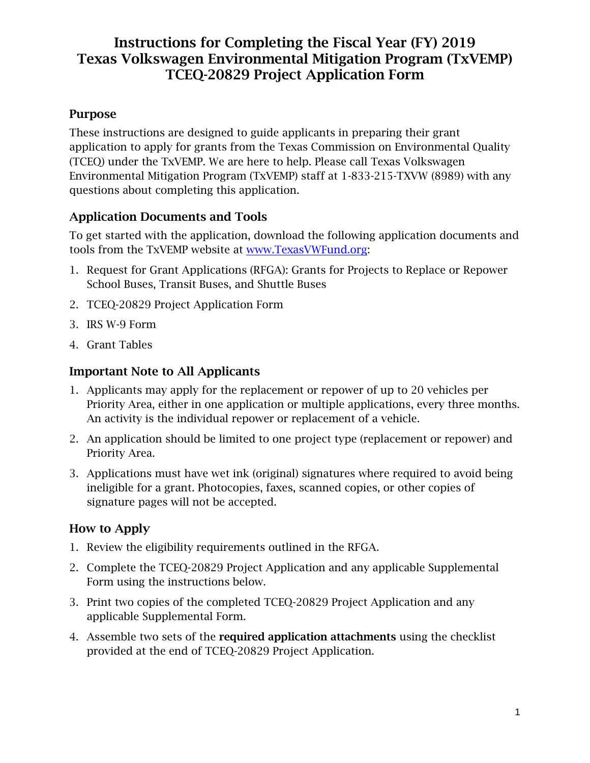# Instructions for Completing the Fiscal Year (FY) 2019 Texas Volkswagen Environmental Mitigation Program (TxVEMP) TCEQ-20829 Project Application Form

## Purpose

These instructions are designed to guide applicants in preparing their grant application to apply for grants from the Texas Commission on Environmental Quality (TCEQ) under the TxVEMP. We are here to help. Please call Texas Volkswagen Environmental Mitigation Program (TxVEMP) staff at 1-833-215-TXVW (8989) with any questions about completing this application.

## Application Documents and Tools

To get started with the application, download the following application documents and tools from the TxVEMP website at www.TexasVWFund.org:

1. Request for Grant Applications (RFGA): Grants for Projects to Replace or Repower School Buses, Transit Buses, and Shuttle Buses
2. TCEQ-20829 Project Application Form
3. IRS W-9 Form
4. Grant Tables

## Important Note to All Applicants

1. Applicants may apply for the replacement or repower of up to 20 vehicles per Priority Area, either in one application or multiple applications, every three months. An activity is the individual repower or replacement of a vehicle.
2. An application should be limited to one project type (replacement or repower) and Priority Area.
3. Applications must have wet ink (original) signatures where required to avoid being ineligible for a grant. Photocopies, faxes, scanned copies, or other copies of signature pages will not be accepted.

## How to Apply

1. Review the eligibility requirements outlined in the RFGA.
2. Complete the TCEQ-20829 Project Application and any applicable Supplemental Form using the instructions below.
3. Print two copies of the completed TCEQ-20829 Project Application and any applicable Supplemental Form.
4. Assemble two sets of the **required application attachments** using the checklist provided at the end of TCEQ-20829 Project Application.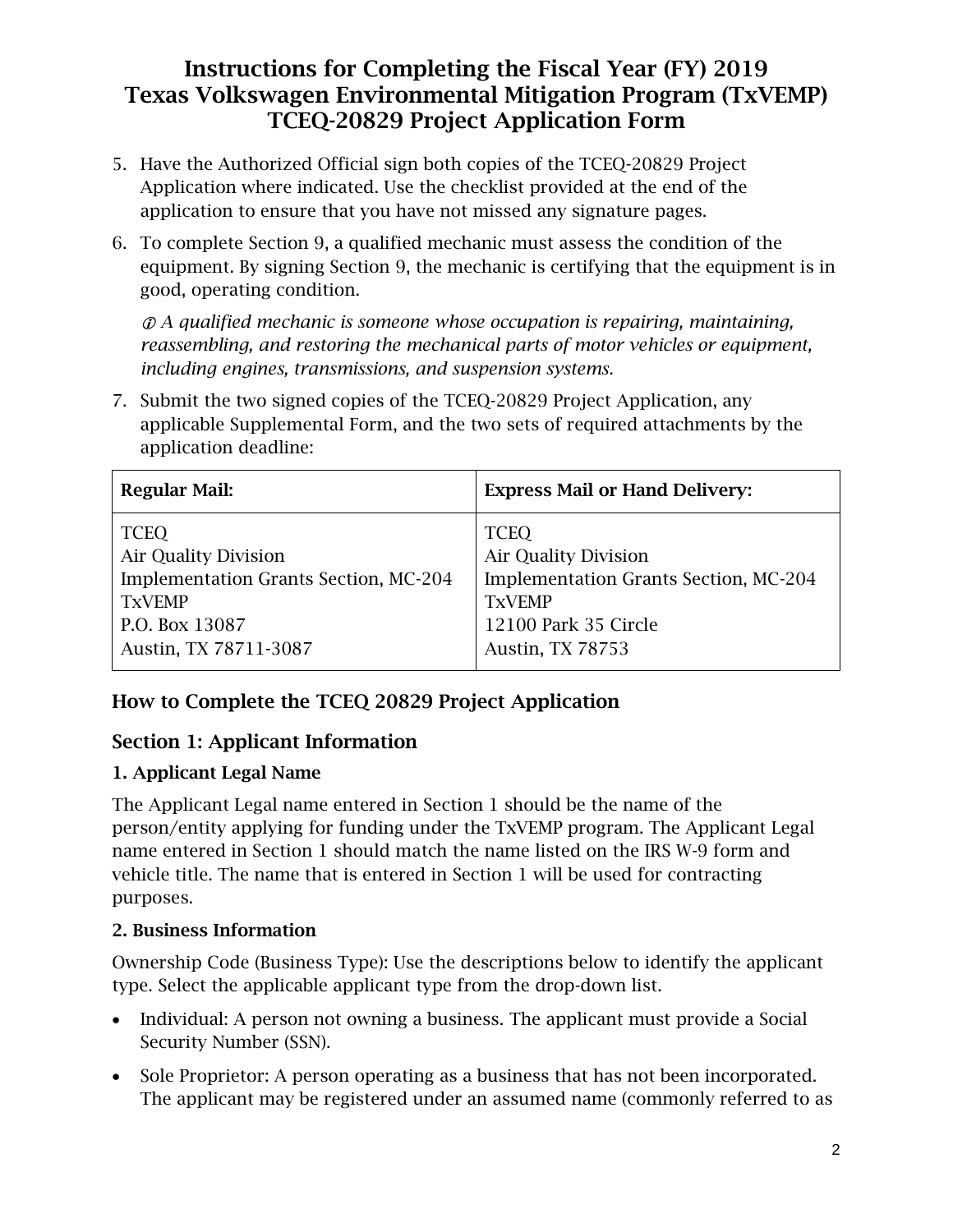# Instructions for Completing the Fiscal Year (FY) 2019 Texas Volkswagen Environmental Mitigation Program (TxVEMP) TCEQ-20829 Project Application Form

5. Have the Authorized Official sign both copies of the TCEQ-20829 Project Application where indicated. Use the checklist provided at the end of the application to ensure that you have not missed any signature pages.

6. To complete Section 9, a qualified mechanic must assess the condition of the equipment. By signing Section 9, the mechanic is certifying that the equipment is in good, operating condition.

   ⓘ *A qualified mechanic is someone whose occupation is repairing, maintaining, reassembling, and restoring the mechanical parts of motor vehicles or equipment, including engines, transmissions, and suspension systems.*

7. Submit the two signed copies of the TCEQ-20829 Project Application, any applicable Supplemental Form, and the two sets of required attachments by the application deadline:

| **Regular Mail:** | **Express Mail or Hand Delivery:** |
|---|---|
| TCEQ<br>Air Quality Division<br>Implementation Grants Section, MC-204<br>TxVEMP<br>P.O. Box 13087<br>Austin, TX 78711-3087 | TCEQ<br>Air Quality Division<br>Implementation Grants Section, MC-204<br>TxVEMP<br>12100 Park 35 Circle<br>Austin, TX 78753 |

## How to Complete the TCEQ 20829 Project Application

## Section 1: Applicant Information

### 1. Applicant Legal Name

The Applicant Legal name entered in Section 1 should be the name of the person/entity applying for funding under the TxVEMP program. The Applicant Legal name entered in Section 1 should match the name listed on the IRS W-9 form and vehicle title. The name that is entered in Section 1 will be used for contracting purposes.

### 2. Business Information

Ownership Code (Business Type): Use the descriptions below to identify the applicant type. Select the applicable applicant type from the drop-down list.

- Individual: A person not owning a business. The applicant must provide a Social Security Number (SSN).
- Sole Proprietor: A person operating as a business that has not been incorporated. The applicant may be registered under an assumed name (commonly referred to as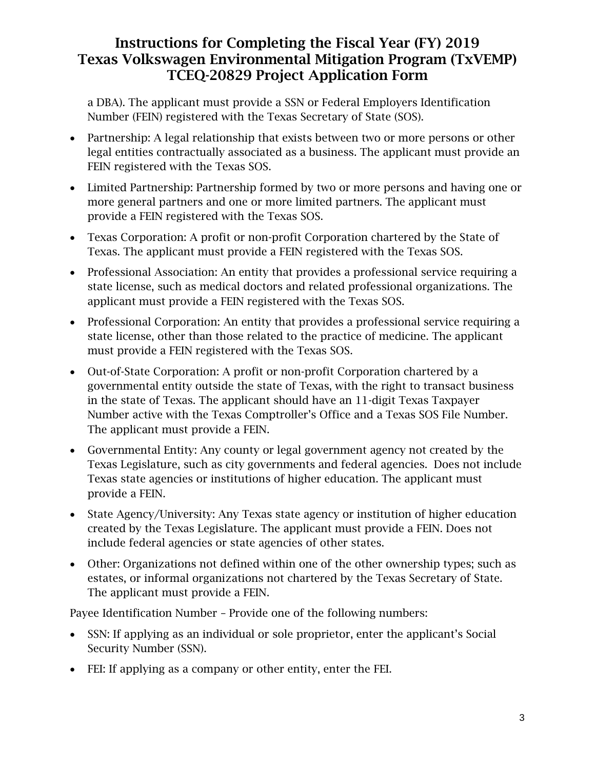a DBA). The applicant must provide a SSN or Federal Employers Identification Number (FEIN) registered with the Texas Secretary of State (SOS).

- Partnership: A legal relationship that exists between two or more persons or other legal entities contractually associated as a business. The applicant must provide an FEIN registered with the Texas SOS.
- Limited Partnership: Partnership formed by two or more persons and having one or more general partners and one or more limited partners. The applicant must provide a FEIN registered with the Texas SOS.
- Texas Corporation: A profit or non-profit Corporation chartered by the State of Texas. The applicant must provide a FEIN registered with the Texas SOS.
- Professional Association: An entity that provides a professional service requiring a state license, such as medical doctors and related professional organizations. The applicant must provide a FEIN registered with the Texas SOS.
- Professional Corporation: An entity that provides a professional service requiring a state license, other than those related to the practice of medicine. The applicant must provide a FEIN registered with the Texas SOS.
- Out-of-State Corporation: A profit or non-profit Corporation chartered by a governmental entity outside the state of Texas, with the right to transact business in the state of Texas. The applicant should have an 11-digit Texas Taxpayer Number active with the Texas Comptroller's Office and a Texas SOS File Number. The applicant must provide a FEIN.
- Governmental Entity: Any county or legal government agency not created by the Texas Legislature, such as city governments and federal agencies. Does not include Texas state agencies or institutions of higher education. The applicant must provide a FEIN.
- State Agency/University: Any Texas state agency or institution of higher education created by the Texas Legislature. The applicant must provide a FEIN. Does not include federal agencies or state agencies of other states.
- Other: Organizations not defined within one of the other ownership types; such as estates, or informal organizations not chartered by the Texas Secretary of State. The applicant must provide a FEIN.

Payee Identification Number – Provide one of the following numbers:

- SSN: If applying as an individual or sole proprietor, enter the applicant's Social Security Number (SSN).
- FEI: If applying as a company or other entity, enter the FEI.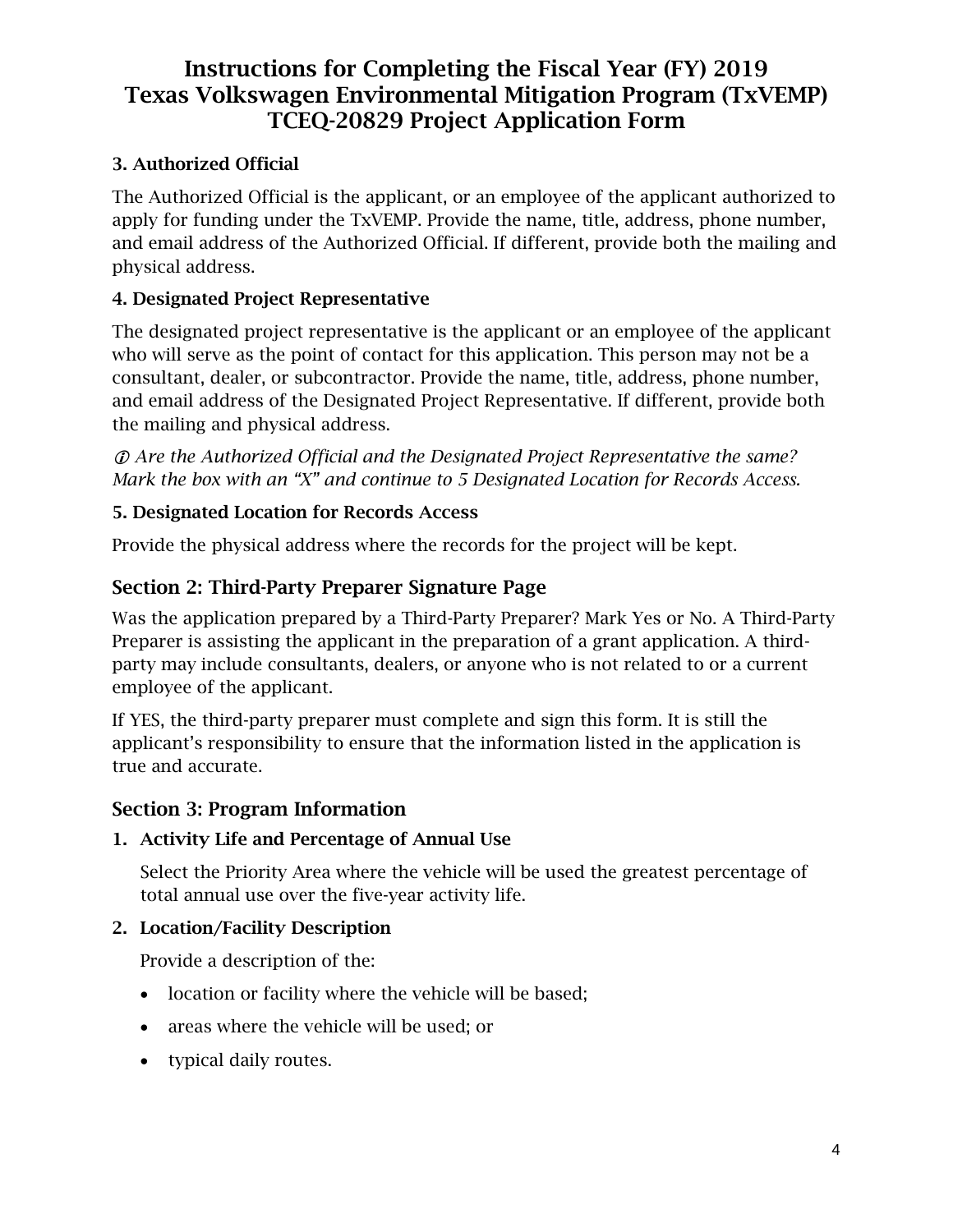# Instructions for Completing the Fiscal Year (FY) 2019 Texas Volkswagen Environmental Mitigation Program (TxVEMP) TCEQ-20829 Project Application Form

### 3. Authorized Official

The Authorized Official is the applicant, or an employee of the applicant authorized to apply for funding under the TxVEMP. Provide the name, title, address, phone number, and email address of the Authorized Official. If different, provide both the mailing and physical address.

### 4. Designated Project Representative

The designated project representative is the applicant or an employee of the applicant who will serve as the point of contact for this application. This person may not be a consultant, dealer, or subcontractor. Provide the name, title, address, phone number, and email address of the Designated Project Representative. If different, provide both the mailing and physical address.

*ⓘ Are the Authorized Official and the Designated Project Representative the same? Mark the box with an "X" and continue to 5 Designated Location for Records Access.*

### 5. Designated Location for Records Access

Provide the physical address where the records for the project will be kept.

## Section 2: Third-Party Preparer Signature Page

Was the application prepared by a Third-Party Preparer? Mark Yes or No. A Third-Party Preparer is assisting the applicant in the preparation of a grant application. A third-party may include consultants, dealers, or anyone who is not related to or a current employee of the applicant.

If YES, the third-party preparer must complete and sign this form. It is still the applicant's responsibility to ensure that the information listed in the application is true and accurate.

## Section 3: Program Information

1. **Activity Life and Percentage of Annual Use**

   Select the Priority Area where the vehicle will be used the greatest percentage of total annual use over the five-year activity life.

2. **Location/Facility Description**

   Provide a description of the:

   - location or facility where the vehicle will be based;
   - areas where the vehicle will be used; or
   - typical daily routes.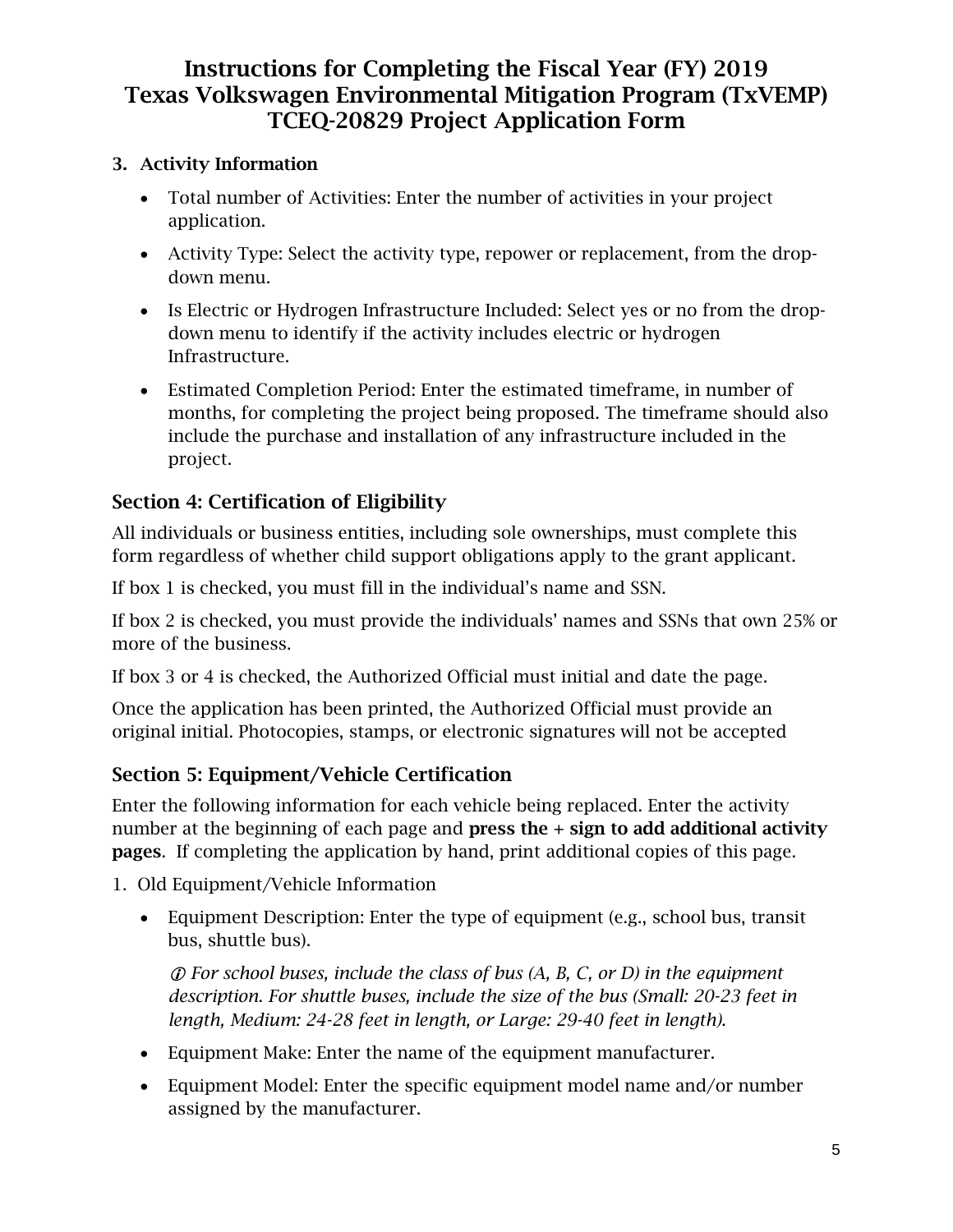# Instructions for Completing the Fiscal Year (FY) 2019 Texas Volkswagen Environmental Mitigation Program (TxVEMP) TCEQ-20829 Project Application Form

3. **Activity Information**

    - Total number of Activities: Enter the number of activities in your project application.
    - Activity Type: Select the activity type, repower or replacement, from the drop-down menu.
    - Is Electric or Hydrogen Infrastructure Included: Select yes or no from the drop-down menu to identify if the activity includes electric or hydrogen Infrastructure.
    - Estimated Completion Period: Enter the estimated timeframe, in number of months, for completing the project being proposed. The timeframe should also include the purchase and installation of any infrastructure included in the project.

## Section 4: Certification of Eligibility

All individuals or business entities, including sole ownerships, must complete this form regardless of whether child support obligations apply to the grant applicant.

If box 1 is checked, you must fill in the individual's name and SSN.

If box 2 is checked, you must provide the individuals' names and SSNs that own 25% or more of the business.

If box 3 or 4 is checked, the Authorized Official must initial and date the page.

Once the application has been printed, the Authorized Official must provide an original initial. Photocopies, stamps, or electronic signatures will not be accepted

## Section 5: Equipment/Vehicle Certification

Enter the following information for each vehicle being replaced. Enter the activity number at the beginning of each page and **press the + sign to add additional activity pages**. If completing the application by hand, print additional copies of this page.

1. Old Equipment/Vehicle Information

    - Equipment Description: Enter the type of equipment (e.g., school bus, transit bus, shuttle bus).

      ⓘ *For school buses, include the class of bus (A, B, C, or D) in the equipment description. For shuttle buses, include the size of the bus (Small: 20-23 feet in length, Medium: 24-28 feet in length, or Large: 29-40 feet in length).*

    - Equipment Make: Enter the name of the equipment manufacturer.
    - Equipment Model: Enter the specific equipment model name and/or number assigned by the manufacturer.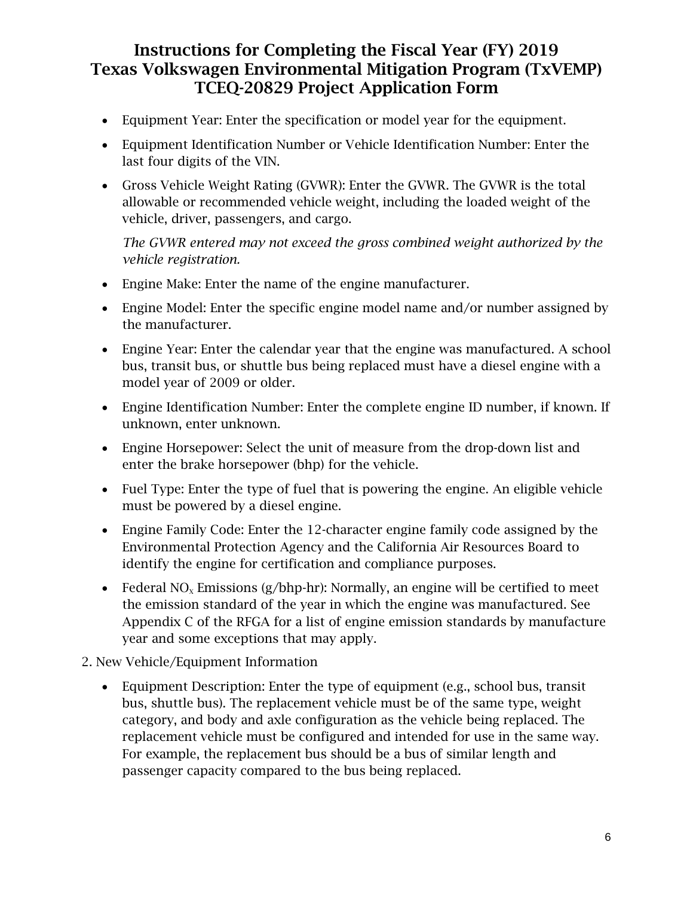# Instructions for Completing the Fiscal Year (FY) 2019 Texas Volkswagen Environmental Mitigation Program (TxVEMP) TCEQ-20829 Project Application Form

- Equipment Year: Enter the specification or model year for the equipment.
- Equipment Identification Number or Vehicle Identification Number: Enter the last four digits of the VIN.
- Gross Vehicle Weight Rating (GVWR): Enter the GVWR. The GVWR is the total allowable or recommended vehicle weight, including the loaded weight of the vehicle, driver, passengers, and cargo.

  *The GVWR entered may not exceed the gross combined weight authorized by the vehicle registration.*

- Engine Make: Enter the name of the engine manufacturer.
- Engine Model: Enter the specific engine model name and/or number assigned by the manufacturer.
- Engine Year: Enter the calendar year that the engine was manufactured. A school bus, transit bus, or shuttle bus being replaced must have a diesel engine with a model year of 2009 or older.
- Engine Identification Number: Enter the complete engine ID number, if known. If unknown, enter unknown.
- Engine Horsepower: Select the unit of measure from the drop-down list and enter the brake horsepower (bhp) for the vehicle.
- Fuel Type: Enter the type of fuel that is powering the engine. An eligible vehicle must be powered by a diesel engine.
- Engine Family Code: Enter the 12-character engine family code assigned by the Environmental Protection Agency and the California Air Resources Board to identify the engine for certification and compliance purposes.
- Federal $NO_x$ Emissions (g/bhp-hr): Normally, an engine will be certified to meet the emission standard of the year in which the engine was manufactured. See Appendix C of the RFGA for a list of engine emission standards by manufacture year and some exceptions that may apply.

2. New Vehicle/Equipment Information

- Equipment Description: Enter the type of equipment (e.g., school bus, transit bus, shuttle bus). The replacement vehicle must be of the same type, weight category, and body and axle configuration as the vehicle being replaced. The replacement vehicle must be configured and intended for use in the same way. For example, the replacement bus should be a bus of similar length and passenger capacity compared to the bus being replaced.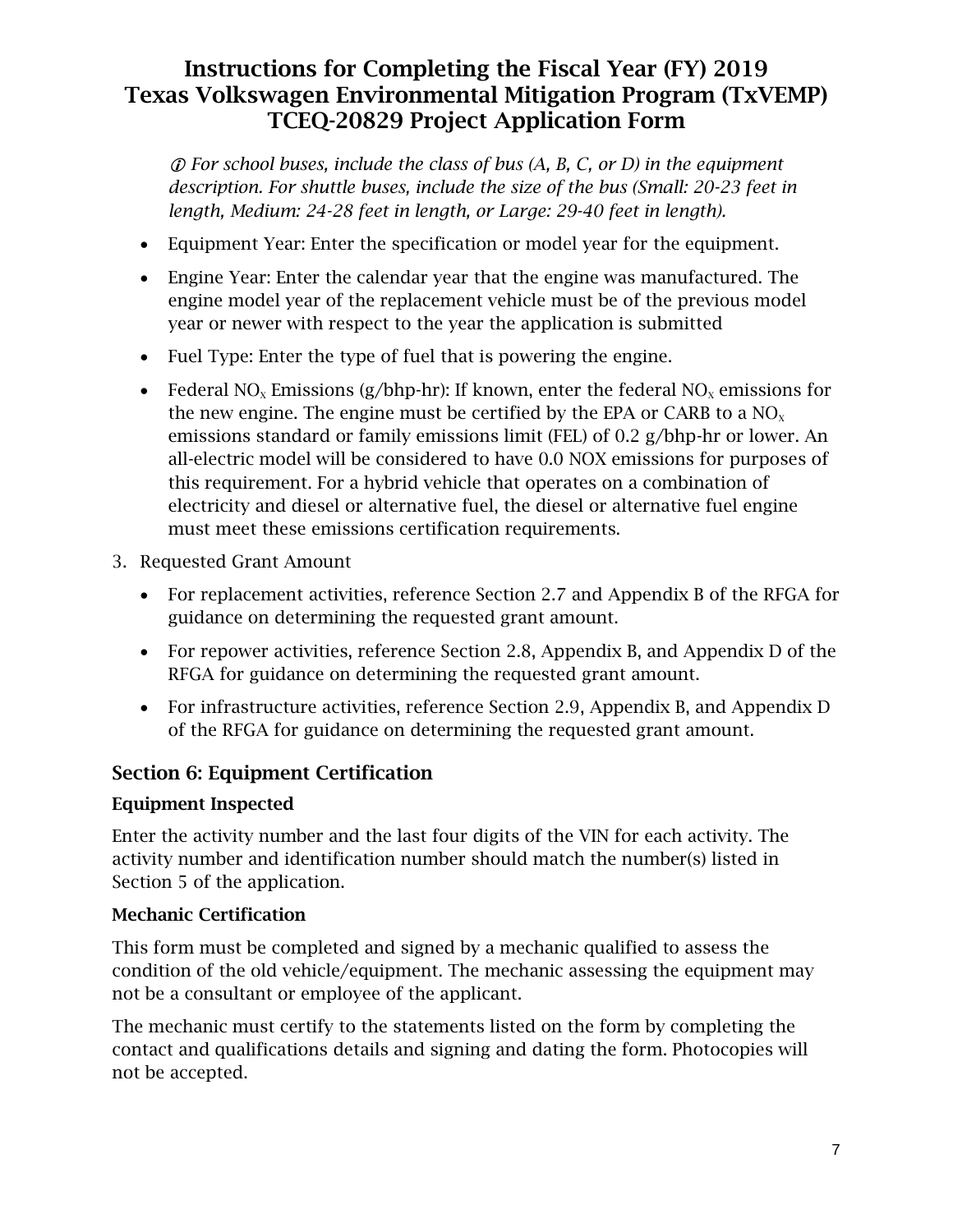# Instructions for Completing the Fiscal Year (FY) 2019 Texas Volkswagen Environmental Mitigation Program (TxVEMP) TCEQ-20829 Project Application Form

> ⓘ *For school buses, include the class of bus (A, B, C, or D) in the equipment description. For shuttle buses, include the size of the bus (Small: 20-23 feet in length, Medium: 24-28 feet in length, or Large: 29-40 feet in length).*

- Equipment Year: Enter the specification or model year for the equipment.
- Engine Year: Enter the calendar year that the engine was manufactured. The engine model year of the replacement vehicle must be of the previous model year or newer with respect to the year the application is submitted
- Fuel Type: Enter the type of fuel that is powering the engine.
- Federal $NO_x$ Emissions (g/bhp-hr): If known, enter the federal $NO_x$ emissions for the new engine. The engine must be certified by the EPA or CARB to a $NO_x$ emissions standard or family emissions limit (FEL) of 0.2 g/bhp-hr or lower. An all-electric model will be considered to have 0.0 NOX emissions for purposes of this requirement. For a hybrid vehicle that operates on a combination of electricity and diesel or alternative fuel, the diesel or alternative fuel engine must meet these emissions certification requirements.

3. Requested Grant Amount
   - For replacement activities, reference Section 2.7 and Appendix B of the RFGA for guidance on determining the requested grant amount.
   - For repower activities, reference Section 2.8, Appendix B, and Appendix D of the RFGA for guidance on determining the requested grant amount.
   - For infrastructure activities, reference Section 2.9, Appendix B, and Appendix D of the RFGA for guidance on determining the requested grant amount.

## Section 6: Equipment Certification

### Equipment Inspected

Enter the activity number and the last four digits of the VIN for each activity. The activity number and identification number should match the number(s) listed in Section 5 of the application.

### Mechanic Certification

This form must be completed and signed by a mechanic qualified to assess the condition of the old vehicle/equipment. The mechanic assessing the equipment may not be a consultant or employee of the applicant.

The mechanic must certify to the statements listed on the form by completing the contact and qualifications details and signing and dating the form. Photocopies will not be accepted.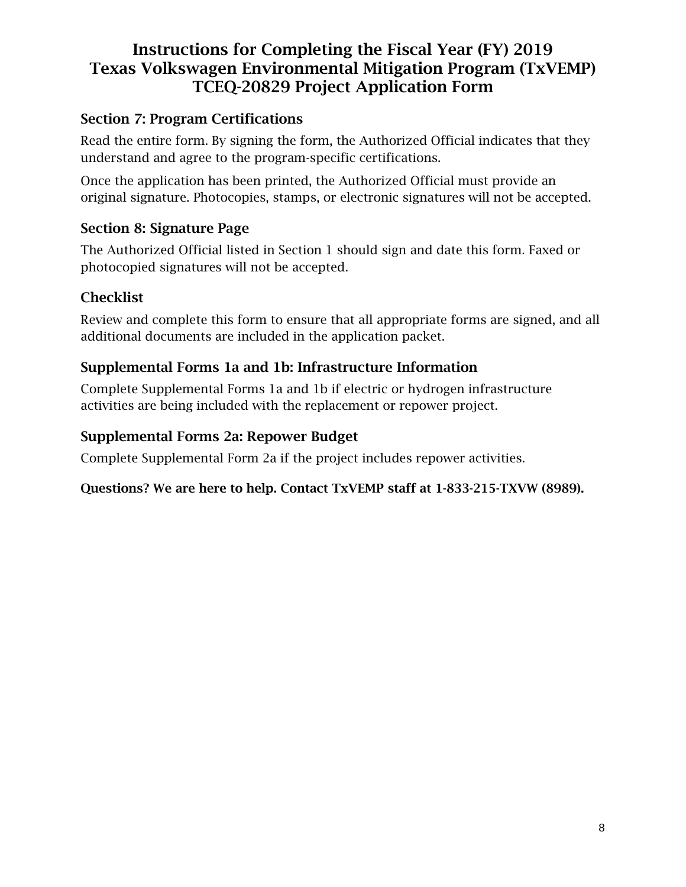# Instructions for Completing the Fiscal Year (FY) 2019 Texas Volkswagen Environmental Mitigation Program (TxVEMP) TCEQ-20829 Project Application Form

## Section 7: Program Certifications

Read the entire form. By signing the form, the Authorized Official indicates that they understand and agree to the program-specific certifications.

Once the application has been printed, the Authorized Official must provide an original signature. Photocopies, stamps, or electronic signatures will not be accepted.

## Section 8: Signature Page

The Authorized Official listed in Section 1 should sign and date this form. Faxed or photocopied signatures will not be accepted.

## Checklist

Review and complete this form to ensure that all appropriate forms are signed, and all additional documents are included in the application packet.

## Supplemental Forms 1a and 1b: Infrastructure Information

Complete Supplemental Forms 1a and 1b if electric or hydrogen infrastructure activities are being included with the replacement or repower project.

## Supplemental Forms 2a: Repower Budget

Complete Supplemental Form 2a if the project includes repower activities.

**Questions? We are here to help. Contact TxVEMP staff at 1-833-215-TXVW (8989).**